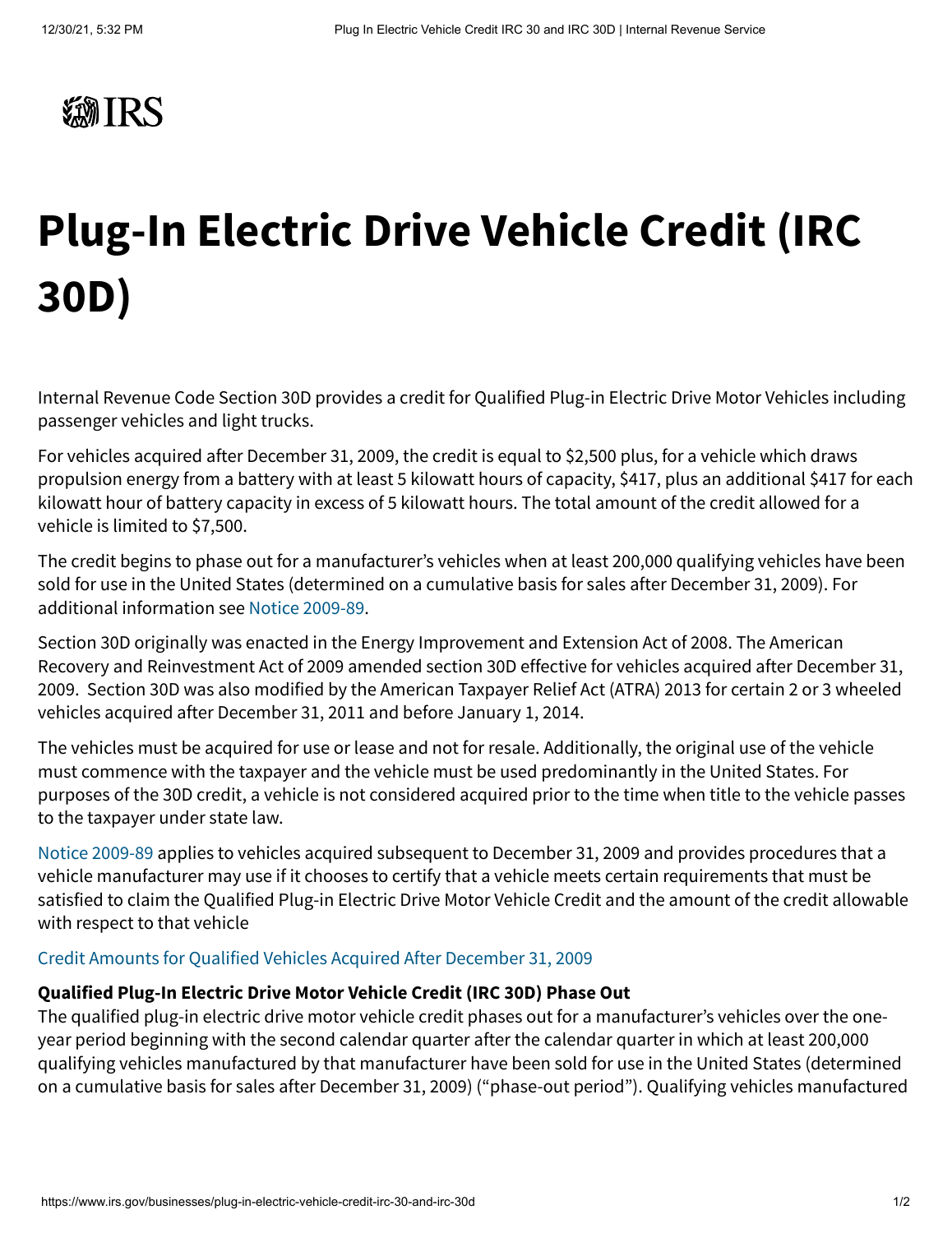# Plug-In Electric Drive Vehicle Credit (IRC 30D)

Internal Revenue Code Section 30D provides a credit for Qualified Plug-in Electric Drive Motor Vehicles including passenger vehicles and light trucks.

For vehicles acquired after December 31, 2009, the credit is equal to $2,500 plus, for a vehicle which draws propulsion energy from a battery with at least 5 kilowatt hours of capacity, $417, plus an additional $417 for each kilowatt hour of battery capacity in excess of 5 kilowatt hours. The total amount of the credit allowed for a vehicle is limited to $7,500.

The credit begins to phase out for a manufacturer's vehicles when at least 200,000 qualifying vehicles have been sold for use in the United States (determined on a cumulative basis for sales after December 31, 2009). For additional information see Notice 2009-89.

Section 30D originally was enacted in the Energy Improvement and Extension Act of 2008. The American Recovery and Reinvestment Act of 2009 amended section 30D effective for vehicles acquired after December 31, 2009. Section 30D was also modified by the American Taxpayer Relief Act (ATRA) 2013 for certain 2 or 3 wheeled vehicles acquired after December 31, 2011 and before January 1, 2014.

The vehicles must be acquired for use or lease and not for resale. Additionally, the original use of the vehicle must commence with the taxpayer and the vehicle must be used predominantly in the United States. For purposes of the 30D credit, a vehicle is not considered acquired prior to the time when title to the vehicle passes to the taxpayer under state law.

Notice 2009-89 applies to vehicles acquired subsequent to December 31, 2009 and provides procedures that a vehicle manufacturer may use if it chooses to certify that a vehicle meets certain requirements that must be satisfied to claim the Qualified Plug-in Electric Drive Motor Vehicle Credit and the amount of the credit allowable with respect to that vehicle

Credit Amounts for Qualified Vehicles Acquired After December 31, 2009

**Qualified Plug-In Electric Drive Motor Vehicle Credit (IRC 30D) Phase Out**

The qualified plug-in electric drive motor vehicle credit phases out for a manufacturer's vehicles over the one-year period beginning with the second calendar quarter after the calendar quarter in which at least 200,000 qualifying vehicles manufactured by that manufacturer have been sold for use in the United States (determined on a cumulative basis for sales after December 31, 2009) ("phase-out period"). Qualifying vehicles manufactured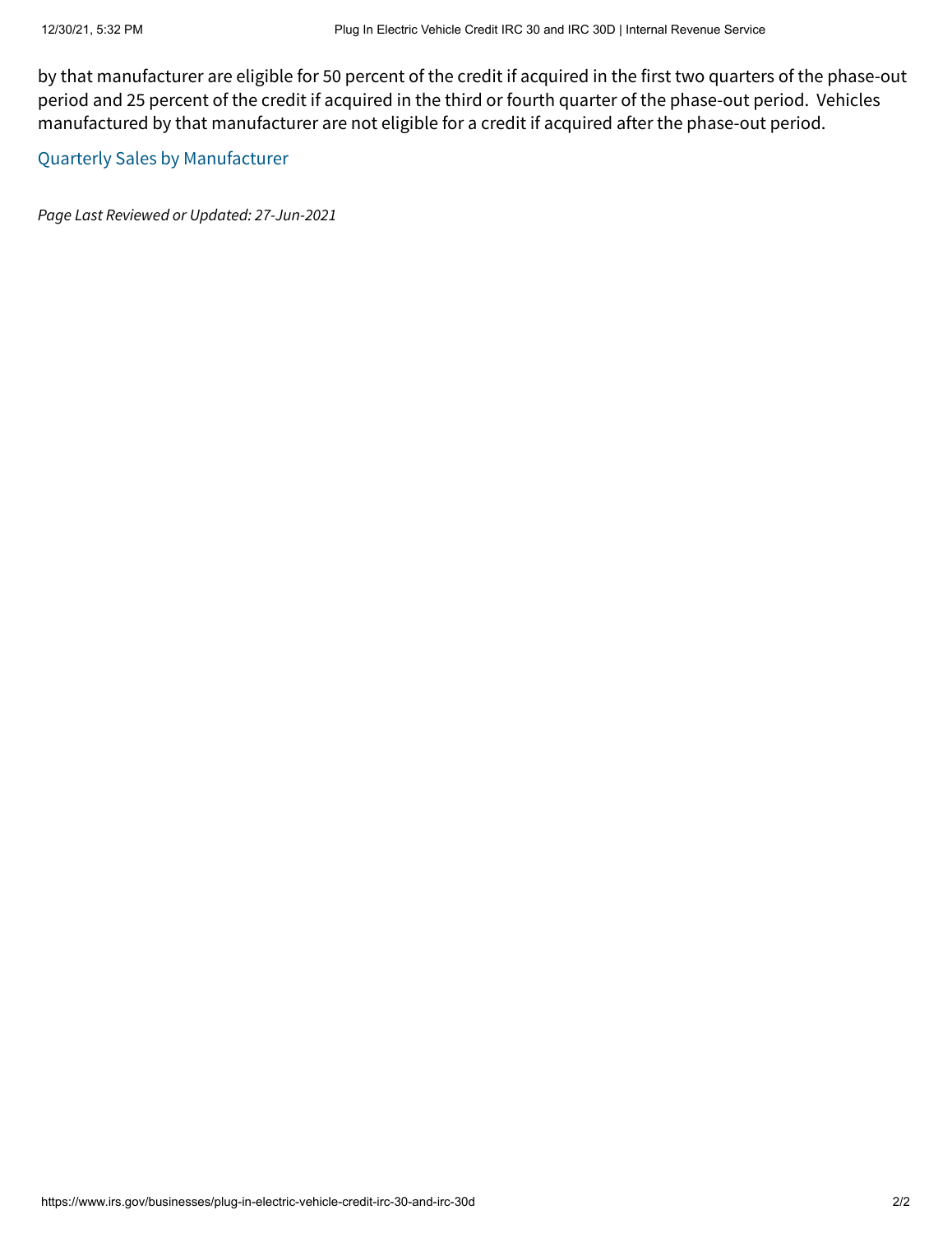by that manufacturer are eligible for 50 percent of the credit if acquired in the first two quarters of the phase-out period and 25 percent of the credit if acquired in the third or fourth quarter of the phase-out period. Vehicles manufactured by that manufacturer are not eligible for a credit if acquired after the phase-out period.

Quarterly Sales by Manufacturer

*Page Last Reviewed or Updated: 27-Jun-2021*